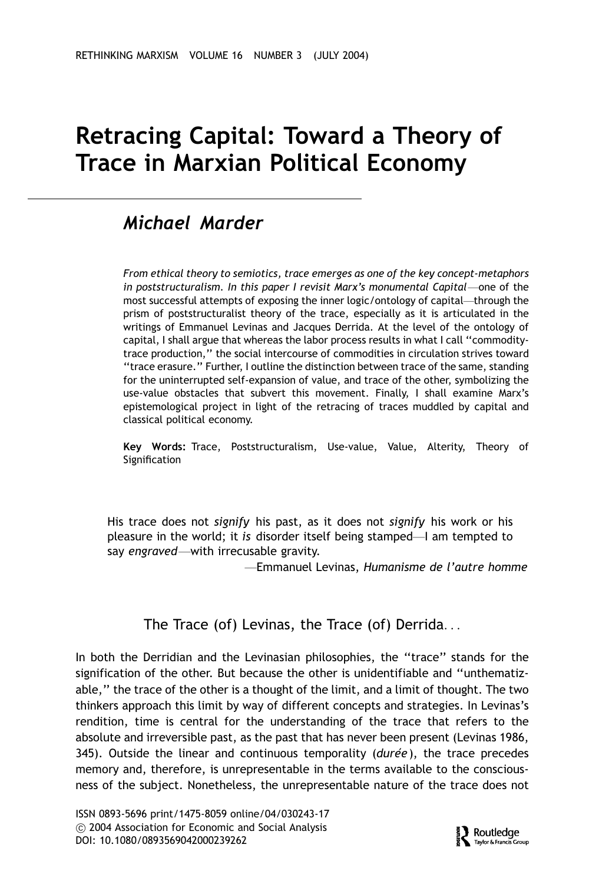# Retracing Capital: Toward a Theory of Trace in Marxian Political Economy

## *Michael Marder*

*From ethical theory to semiotics, trace emerges as one of the key concept-metaphors in poststructuralism. In this paper I revisit Marx's monumental Capital*—one of the most successful attempts of exposing the inner logic/ontology of capital—through the prism of poststructuralist theory of the trace, especially as it is articulated in the writings of Emmanuel Levinas and Jacques Derrida. At the level of the ontology of capital, I shall argue that whereas the labor process results in what I call "commodity-trace production," the social intercourse of commodities in circulation strives toward "trace erasure." Further, I outline the distinction between trace of the same, standing for the uninterrupted self-expansion of value, and trace of the other, symbolizing the use-value obstacles that subvert this movement. Finally, I shall examine Marx's epistemological project in light of the retracing of traces muddled by capital and classical political economy.

**Key Words:** Trace, Poststructuralism, Use-value, Value, Alterity, Theory of Signification

> His trace does not *signify* his past, as it does not *signify* his work or his pleasure in the world; it *is* disorder itself being stamped—I am tempted to say *engraved*—with irrecusable gravity.
>
> —Emmanuel Levinas, *Humanisme de l'autre homme*

## The Trace (of) Levinas, the Trace (of) Derrida...

In both the Derridian and the Levinasian philosophies, the "trace" stands for the signification of the other. But because the other is unidentifiable and "unthematizable," the trace of the other is a thought of the limit, and a limit of thought. The two thinkers approach this limit by way of different concepts and strategies. In Levinas's rendition, time is central for the understanding of the trace that refers to the absolute and irreversible past, as the past that has never been present (Levinas 1986, 345). Outside the linear and continuous temporality (*durée*), the trace precedes memory and, therefore, is unrepresentable in the terms available to the consciousness of the subject. Nonetheless, the unrepresentable nature of the trace does not

ISSN 0893-5696 print/1475-8059 online/04/030243-17
© 2004 Association for Economic and Social Analysis
DOI: 10.1080/0893569042000239262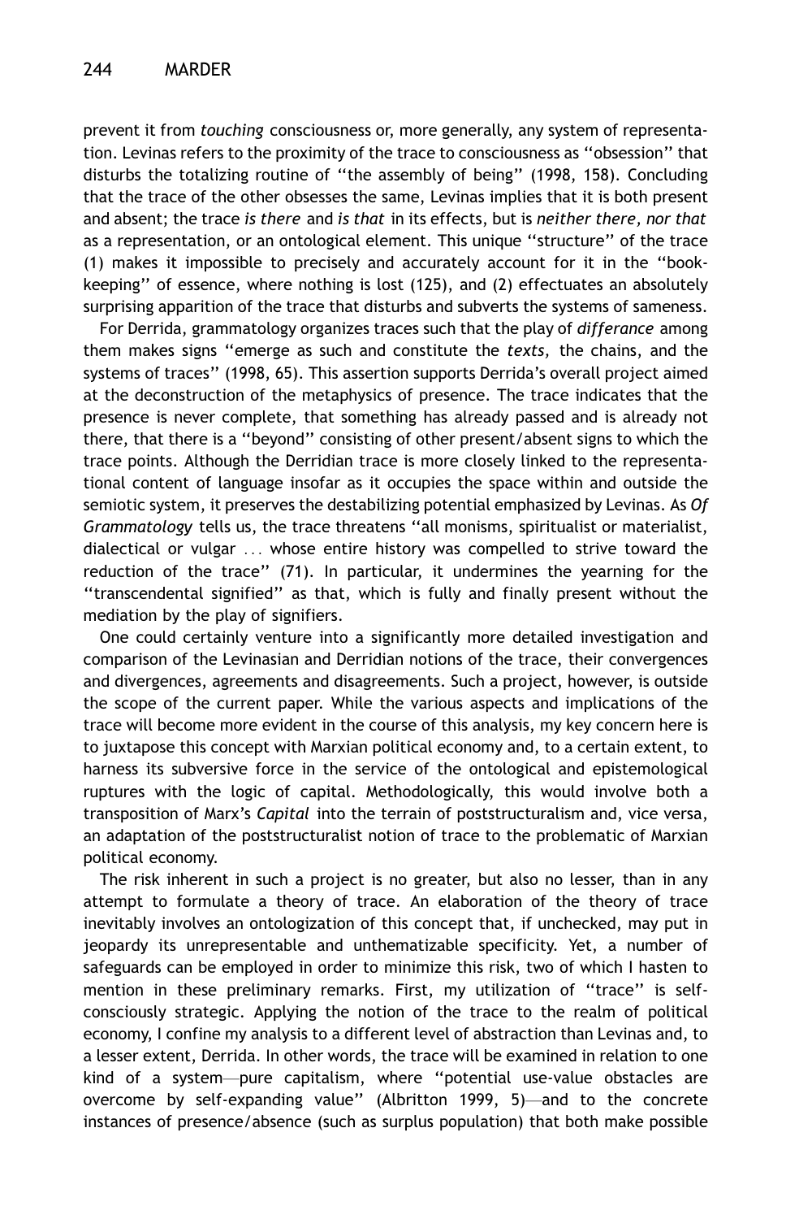prevent it from *touching* consciousness or, more generally, any system of representation. Levinas refers to the proximity of the trace to consciousness as ''obsession'' that disturbs the totalizing routine of ''the assembly of being'' (1998, 158). Concluding that the trace of the other obsesses the same, Levinas implies that it is both present and absent; the trace *is there* and *is that* in its effects, but is *neither there, nor that* as a representation, or an ontological element. This unique ''structure'' of the trace (1) makes it impossible to precisely and accurately account for it in the ''bookkeeping'' of essence, where nothing is lost (125), and (2) effectuates an absolutely surprising apparition of the trace that disturbs and subverts the systems of sameness.

For Derrida, grammatology organizes traces such that the play of *differance* among them makes signs ''emerge as such and constitute the *texts,* the chains, and the systems of traces'' (1998, 65). This assertion supports Derrida's overall project aimed at the deconstruction of the metaphysics of presence. The trace indicates that the presence is never complete, that something has already passed and is already not there, that there is a ''beyond'' consisting of other present/absent signs to which the trace points. Although the Derridian trace is more closely linked to the representational content of language insofar as it occupies the space within and outside the semiotic system, it preserves the destabilizing potential emphasized by Levinas. As *Of Grammatology* tells us, the trace threatens ''all monisms, spiritualist or materialist, dialectical or vulgar ... whose entire history was compelled to strive toward the reduction of the trace'' (71). In particular, it undermines the yearning for the ''transcendental signified'' as that, which is fully and finally present without the mediation by the play of signifiers.

One could certainly venture into a significantly more detailed investigation and comparison of the Levinasian and Derridian notions of the trace, their convergences and divergences, agreements and disagreements. Such a project, however, is outside the scope of the current paper. While the various aspects and implications of the trace will become more evident in the course of this analysis, my key concern here is to juxtapose this concept with Marxian political economy and, to a certain extent, to harness its subversive force in the service of the ontological and epistemological ruptures with the logic of capital. Methodologically, this would involve both a transposition of Marx's *Capital* into the terrain of poststructuralism and, vice versa, an adaptation of the poststructuralist notion of trace to the problematic of Marxian political economy.

The risk inherent in such a project is no greater, but also no lesser, than in any attempt to formulate a theory of trace. An elaboration of the theory of trace inevitably involves an ontologization of this concept that, if unchecked, may put in jeopardy its unrepresentable and unthematizable specificity. Yet, a number of safeguards can be employed in order to minimize this risk, two of which I hasten to mention in these preliminary remarks. First, my utilization of ''trace'' is self-consciously strategic. Applying the notion of the trace to the realm of political economy, I confine my analysis to a different level of abstraction than Levinas and, to a lesser extent, Derrida. In other words, the trace will be examined in relation to one kind of a system—pure capitalism, where ''potential use-value obstacles are overcome by self-expanding value'' (Albritton 1999, 5)—and to the concrete instances of presence/absence (such as surplus population) that both make possible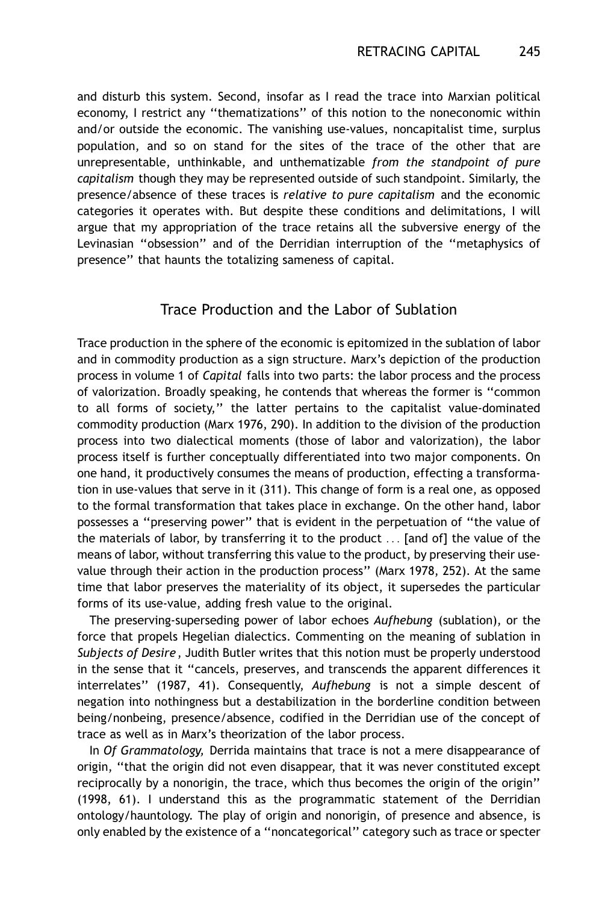and disturb this system. Second, insofar as I read the trace into Marxian political economy, I restrict any ''thematizations'' of this notion to the noneconomic within and/or outside the economic. The vanishing use-values, noncapitalist time, surplus population, and so on stand for the sites of the trace of the other that are unrepresentable, unthinkable, and unthematizable *from the standpoint of pure capitalism* though they may be represented outside of such standpoint. Similarly, the presence/absence of these traces is *relative to pure capitalism* and the economic categories it operates with. But despite these conditions and delimitations, I will argue that my appropriation of the trace retains all the subversive energy of the Levinasian ''obsession'' and of the Derridian interruption of the ''metaphysics of presence'' that haunts the totalizing sameness of capital.

## Trace Production and the Labor of Sublation

Trace production in the sphere of the economic is epitomized in the sublation of labor and in commodity production as a sign structure. Marx's depiction of the production process in volume 1 of *Capital* falls into two parts: the labor process and the process of valorization. Broadly speaking, he contends that whereas the former is ''common to all forms of society,'' the latter pertains to the capitalist value-dominated commodity production (Marx 1976, 290). In addition to the division of the production process into two dialectical moments (those of labor and valorization), the labor process itself is further conceptually differentiated into two major components. On one hand, it productively consumes the means of production, effecting a transformation in use-values that serve in it (311). This change of form is a real one, as opposed to the formal transformation that takes place in exchange. On the other hand, labor possesses a ''preserving power'' that is evident in the perpetuation of ''the value of the materials of labor, by transferring it to the product ... [and of] the value of the means of labor, without transferring this value to the product, by preserving their use-value through their action in the production process'' (Marx 1978, 252). At the same time that labor preserves the materiality of its object, it supersedes the particular forms of its use-value, adding fresh value to the original.

The preserving-superseding power of labor echoes *Aufhebung* (sublation), or the force that propels Hegelian dialectics. Commenting on the meaning of sublation in *Subjects of Desire*, Judith Butler writes that this notion must be properly understood in the sense that it ''cancels, preserves, and transcends the apparent differences it interrelates'' (1987, 41). Consequently, *Aufhebung* is not a simple descent of negation into nothingness but a destabilization in the borderline condition between being/nonbeing, presence/absence, codified in the Derridian use of the concept of trace as well as in Marx's theorization of the labor process.

In *Of Grammatology,* Derrida maintains that trace is not a mere disappearance of origin, ''that the origin did not even disappear, that it was never constituted except reciprocally by a nonorigin, the trace, which thus becomes the origin of the origin'' (1998, 61). I understand this as the programmatic statement of the Derridian ontology/hauntology. The play of origin and nonorigin, of presence and absence, is only enabled by the existence of a ''noncategorical'' category such as trace or specter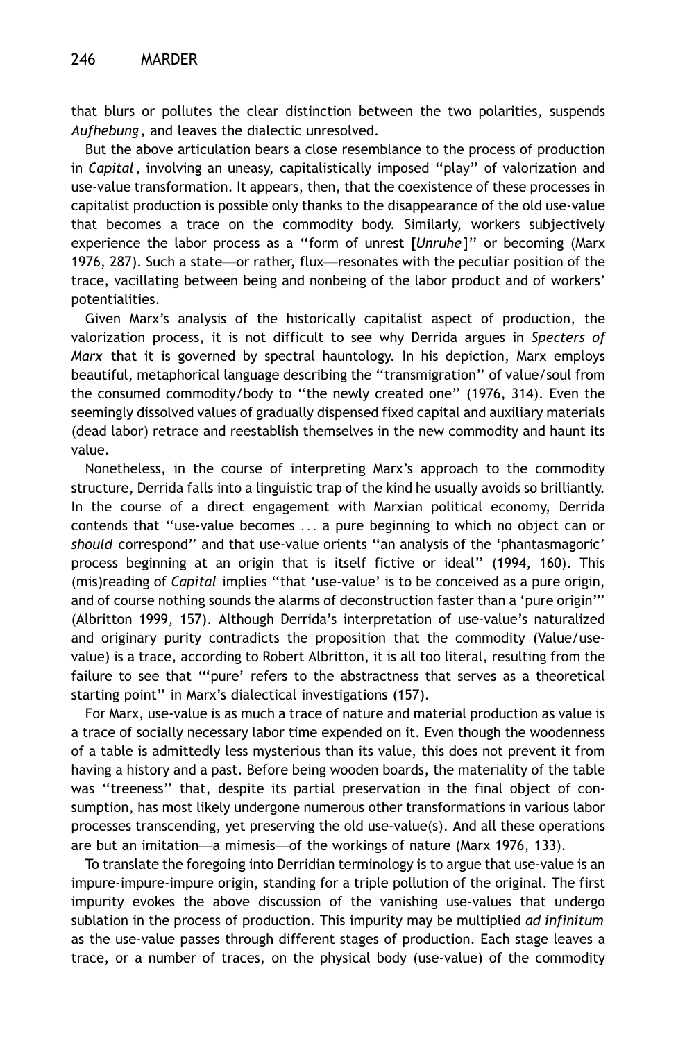that blurs or pollutes the clear distinction between the two polarities, suspends *Aufhebung*, and leaves the dialectic unresolved.

But the above articulation bears a close resemblance to the process of production in *Capital*, involving an uneasy, capitalistically imposed "play" of valorization and use-value transformation. It appears, then, that the coexistence of these processes in capitalist production is possible only thanks to the disappearance of the old use-value that becomes a trace on the commodity body. Similarly, workers subjectively experience the labor process as a "form of unrest [*Unruhe*]" or becoming (Marx 1976, 287). Such a state—or rather, flux—resonates with the peculiar position of the trace, vacillating between being and nonbeing of the labor product and of workers' potentialities.

Given Marx's analysis of the historically capitalist aspect of production, the valorization process, it is not difficult to see why Derrida argues in *Specters of Marx* that it is governed by spectral hauntology. In his depiction, Marx employs beautiful, metaphorical language describing the "transmigration" of value/soul from the consumed commodity/body to "the newly created one" (1976, 314). Even the seemingly dissolved values of gradually dispensed fixed capital and auxiliary materials (dead labor) retrace and reestablish themselves in the new commodity and haunt its value.

Nonetheless, in the course of interpreting Marx's approach to the commodity structure, Derrida falls into a linguistic trap of the kind he usually avoids so brilliantly. In the course of a direct engagement with Marxian political economy, Derrida contends that "use-value becomes ... a pure beginning to which no object can or *should* correspond" and that use-value orients "an analysis of the 'phantasmagoric' process beginning at an origin that is itself fictive or ideal" (1994, 160). This (mis)reading of *Capital* implies "that 'use-value' is to be conceived as a pure origin, and of course nothing sounds the alarms of deconstruction faster than a 'pure origin'" (Albritton 1999, 157). Although Derrida's interpretation of use-value's naturalized and originary purity contradicts the proposition that the commodity (Value/use-value) is a trace, according to Robert Albritton, it is all too literal, resulting from the failure to see that "'pure' refers to the abstractness that serves as a theoretical starting point" in Marx's dialectical investigations (157).

For Marx, use-value is as much a trace of nature and material production as value is a trace of socially necessary labor time expended on it. Even though the woodenness of a table is admittedly less mysterious than its value, this does not prevent it from having a history and a past. Before being wooden boards, the materiality of the table was "treeness" that, despite its partial preservation in the final object of consumption, has most likely undergone numerous other transformations in various labor processes transcending, yet preserving the old use-value(s). And all these operations are but an imitation—a mimesis—of the workings of nature (Marx 1976, 133).

To translate the foregoing into Derridian terminology is to argue that use-value is an impure-impure-impure origin, standing for a triple pollution of the original. The first impurity evokes the above discussion of the vanishing use-values that undergo sublation in the process of production. This impurity may be multiplied *ad infinitum* as the use-value passes through different stages of production. Each stage leaves a trace, or a number of traces, on the physical body (use-value) of the commodity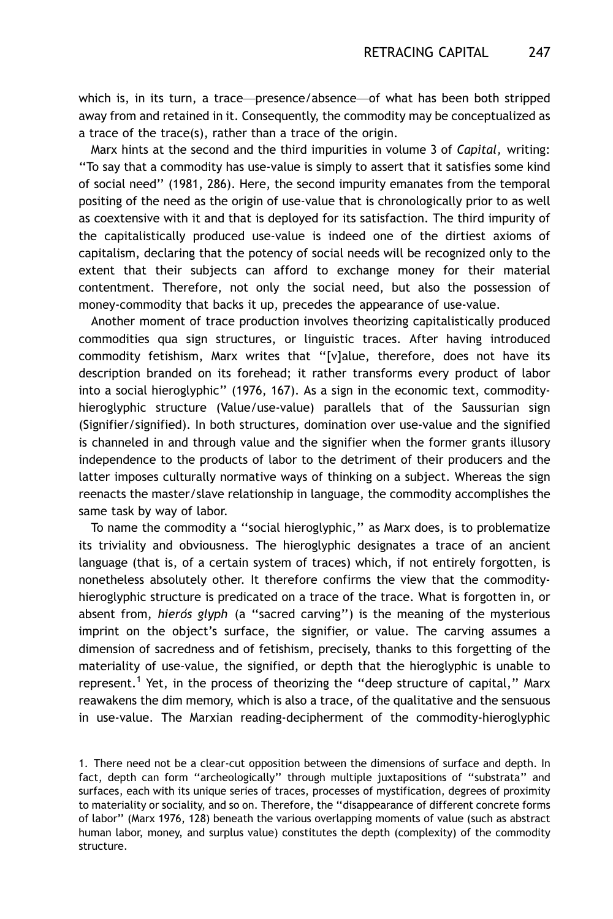which is, in its turn, a trace—presence/absence—of what has been both stripped away from and retained in it. Consequently, the commodity may be conceptualized as a trace of the trace(s), rather than a trace of the origin.

Marx hints at the second and the third impurities in volume 3 of *Capital*, writing: "To say that a commodity has use-value is simply to assert that it satisfies some kind of social need" (1981, 286). Here, the second impurity emanates from the temporal positing of the need as the origin of use-value that is chronologically prior to as well as coextensive with it and that is deployed for its satisfaction. The third impurity of the capitalistically produced use-value is indeed one of the dirtiest axioms of capitalism, declaring that the potency of social needs will be recognized only to the extent that their subjects can afford to exchange money for their material contentment. Therefore, not only the social need, but also the possession of money-commodity that backs it up, precedes the appearance of use-value.

Another moment of trace production involves theorizing capitalistically produced commodities qua sign structures, or linguistic traces. After having introduced commodity fetishism, Marx writes that "[v]alue, therefore, does not have its description branded on its forehead; it rather transforms every product of labor into a social hieroglyphic" (1976, 167). As a sign in the economic text, commodity-hieroglyphic structure (Value/use-value) parallels that of the Saussurian sign (Signifier/signified). In both structures, domination over use-value and the signified is channeled in and through value and the signifier when the former grants illusory independence to the products of labor to the detriment of their producers and the latter imposes culturally normative ways of thinking on a subject. Whereas the sign reenacts the master/slave relationship in language, the commodity accomplishes the same task by way of labor.

To name the commodity a "social hieroglyphic," as Marx does, is to problematize its triviality and obviousness. The hieroglyphic designates a trace of an ancient language (that is, of a certain system of traces) which, if not entirely forgotten, is nonetheless absolutely other. It therefore confirms the view that the commodity-hieroglyphic structure is predicated on a trace of the trace. What is forgotten in, or absent from, *hierós glyph* (a "sacred carving") is the meaning of the mysterious imprint on the object's surface, the signifier, or value. The carving assumes a dimension of sacredness and of fetishism, precisely, thanks to this forgetting of the materiality of use-value, the signified, or depth that the hieroglyphic is unable to represent.[1] Yet, in the process of theorizing the "deep structure of capital," Marx reawakens the dim memory, which is also a trace, of the qualitative and the sensuous in use-value. The Marxian reading-decipherment of the commodity-hieroglyphic

1. There need not be a clear-cut opposition between the dimensions of surface and depth. In fact, depth can form "archeologically" through multiple juxtapositions of "substrata" and surfaces, each with its unique series of traces, processes of mystification, degrees of proximity to materiality or sociality, and so on. Therefore, the "disappearance of different concrete forms of labor" (Marx 1976, 128) beneath the various overlapping moments of value (such as abstract human labor, money, and surplus value) constitutes the depth (complexity) of the commodity structure.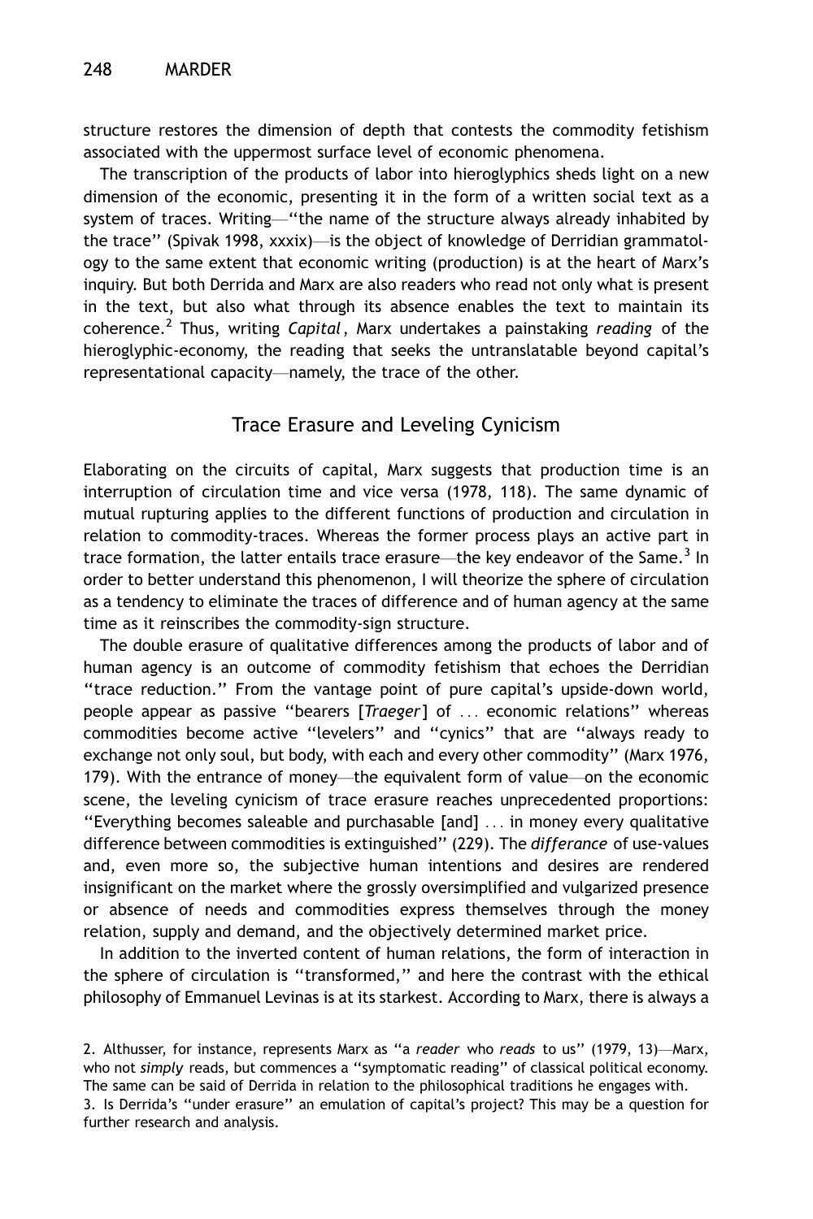structure restores the dimension of depth that contests the commodity fetishism associated with the uppermost surface level of economic phenomena.

The transcription of the products of labor into hieroglyphics sheds light on a new dimension of the economic, presenting it in the form of a written social text as a system of traces. Writing—"the name of the structure always already inhabited by the trace" (Spivak 1998, xxxix)—is the object of knowledge of Derridian grammatology to the same extent that economic writing (production) is at the heart of Marx's inquiry. But both Derrida and Marx are also readers who read not only what is present in the text, but also what through its absence enables the text to maintain its coherence.[2] Thus, writing *Capital*, Marx undertakes a painstaking *reading* of the hieroglyphic-economy, the reading that seeks the untranslatable beyond capital's representational capacity—namely, the trace of the other.

## Trace Erasure and Leveling Cynicism

Elaborating on the circuits of capital, Marx suggests that production time is an interruption of circulation time and vice versa (1978, 118). The same dynamic of mutual rupturing applies to the different functions of production and circulation in relation to commodity-traces. Whereas the former process plays an active part in trace formation, the latter entails trace erasure—the key endeavor of the Same.[3] In order to better understand this phenomenon, I will theorize the sphere of circulation as a tendency to eliminate the traces of difference and of human agency at the same time as it reinscribes the commodity-sign structure.

The double erasure of qualitative differences among the products of labor and of human agency is an outcome of commodity fetishism that echoes the Derridian "trace reduction." From the vantage point of pure capital's upside-down world, people appear as passive "bearers [*Traeger*] of ... economic relations" whereas commodities become active "levelers" and "cynics" that are "always ready to exchange not only soul, but body, with each and every other commodity" (Marx 1976, 179). With the entrance of money—the equivalent form of value—on the economic scene, the leveling cynicism of trace erasure reaches unprecedented proportions: "Everything becomes saleable and purchasable [and] ... in money every qualitative difference between commodities is extinguished" (229). The *differance* of use-values and, even more so, the subjective human intentions and desires are rendered insignificant on the market where the grossly oversimplified and vulgarized presence or absence of needs and commodities express themselves through the money relation, supply and demand, and the objectively determined market price.

In addition to the inverted content of human relations, the form of interaction in the sphere of circulation is "transformed," and here the contrast with the ethical philosophy of Emmanuel Levinas is at its starkest. According to Marx, there is always a

2. Althusser, for instance, represents Marx as "a *reader* who *reads* to us" (1979, 13)—Marx, who not *simply* reads, but commences a "symptomatic reading" of classical political economy. The same can be said of Derrida in relation to the philosophical traditions he engages with.

3. Is Derrida's "under erasure" an emulation of capital's project? This may be a question for further research and analysis.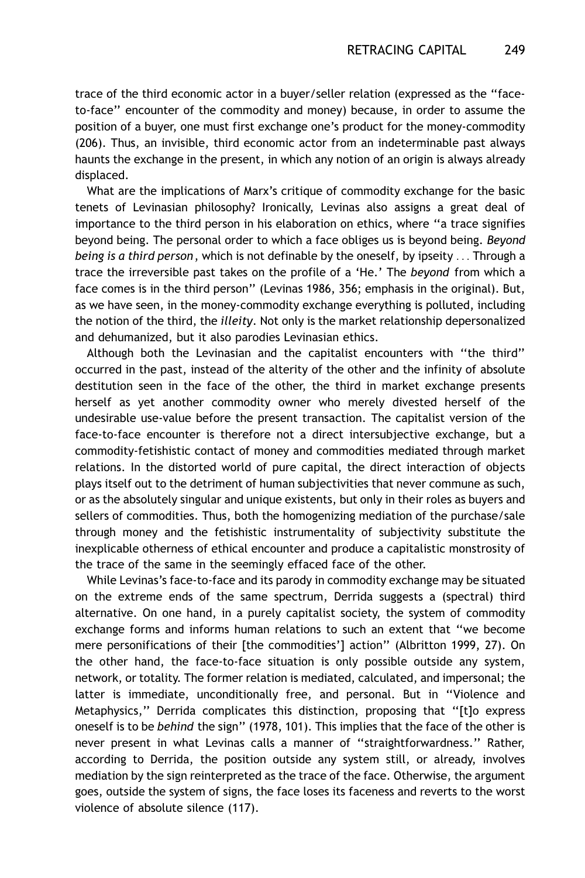trace of the third economic actor in a buyer/seller relation (expressed as the "face-to-face" encounter of the commodity and money) because, in order to assume the position of a buyer, one must first exchange one's product for the money-commodity (206). Thus, an invisible, third economic actor from an indeterminable past always haunts the exchange in the present, in which any notion of an origin is always already displaced.

What are the implications of Marx's critique of commodity exchange for the basic tenets of Levinasian philosophy? Ironically, Levinas also assigns a great deal of importance to the third person in his elaboration on ethics, where "a trace signifies beyond being. The personal order to which a face obliges us is beyond being. *Beyond being is a third person*, which is not definable by the oneself, by ipseity ... Through a trace the irreversible past takes on the profile of a 'He.' The *beyond* from which a face comes is in the third person" (Levinas 1986, 356; emphasis in the original). But, as we have seen, in the money-commodity exchange everything is polluted, including the notion of the third, the *illeity*. Not only is the market relationship depersonalized and dehumanized, but it also parodies Levinasian ethics.

Although both the Levinasian and the capitalist encounters with "the third" occurred in the past, instead of the alterity of the other and the infinity of absolute destitution seen in the face of the other, the third in market exchange presents herself as yet another commodity owner who merely divested herself of the undesirable use-value before the present transaction. The capitalist version of the face-to-face encounter is therefore not a direct intersubjective exchange, but a commodity-fetishistic contact of money and commodities mediated through market relations. In the distorted world of pure capital, the direct interaction of objects plays itself out to the detriment of human subjectivities that never commune as such, or as the absolutely singular and unique existents, but only in their roles as buyers and sellers of commodities. Thus, both the homogenizing mediation of the purchase/sale through money and the fetishistic instrumentality of subjectivity substitute the inexplicable otherness of ethical encounter and produce a capitalistic monstrosity of the trace of the same in the seemingly effaced face of the other.

While Levinas's face-to-face and its parody in commodity exchange may be situated on the extreme ends of the same spectrum, Derrida suggests a (spectral) third alternative. On one hand, in a purely capitalist society, the system of commodity exchange forms and informs human relations to such an extent that "we become mere personifications of their [the commodities'] action" (Albritton 1999, 27). On the other hand, the face-to-face situation is only possible outside any system, network, or totality. The former relation is mediated, calculated, and impersonal; the latter is immediate, unconditionally free, and personal. But in "Violence and Metaphysics," Derrida complicates this distinction, proposing that "[t]o express oneself is to be *behind* the sign" (1978, 101). This implies that the face of the other is never present in what Levinas calls a manner of "straightforwardness." Rather, according to Derrida, the position outside any system still, or already, involves mediation by the sign reinterpreted as the trace of the face. Otherwise, the argument goes, outside the system of signs, the face loses its faceness and reverts to the worst violence of absolute silence (117).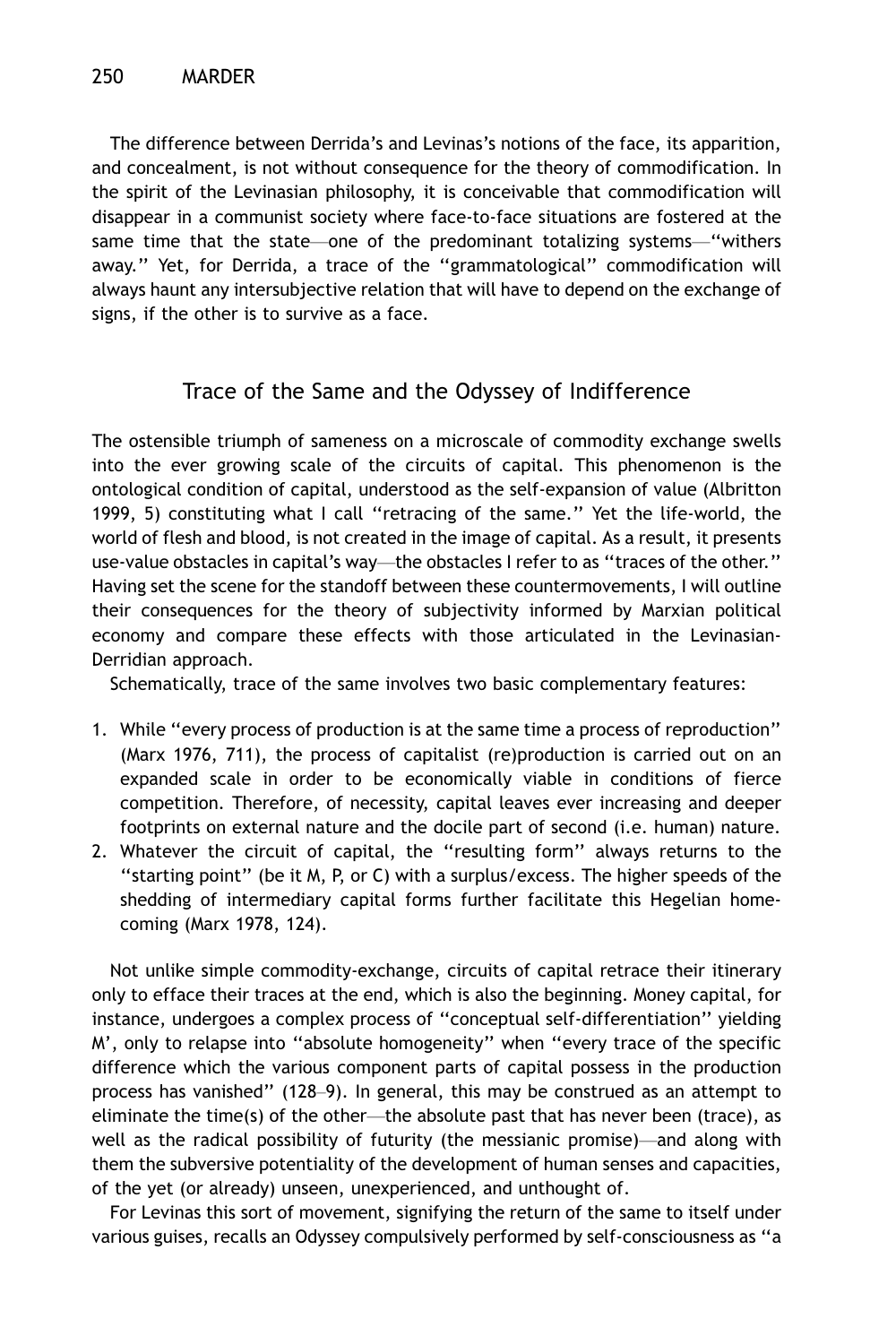The difference between Derrida's and Levinas's notions of the face, its apparition, and concealment, is not without consequence for the theory of commodification. In the spirit of the Levinasian philosophy, it is conceivable that commodification will disappear in a communist society where face-to-face situations are fostered at the same time that the state—one of the predominant totalizing systems—"withers away." Yet, for Derrida, a trace of the "grammatological" commodification will always haunt any intersubjective relation that will have to depend on the exchange of signs, if the other is to survive as a face.

## Trace of the Same and the Odyssey of Indifference

The ostensible triumph of sameness on a microscale of commodity exchange swells into the ever growing scale of the circuits of capital. This phenomenon is the ontological condition of capital, understood as the self-expansion of value (Albritton 1999, 5) constituting what I call "retracing of the same." Yet the life-world, the world of flesh and blood, is not created in the image of capital. As a result, it presents use-value obstacles in capital's way—the obstacles I refer to as "traces of the other." Having set the scene for the standoff between these countermovements, I will outline their consequences for the theory of subjectivity informed by Marxian political economy and compare these effects with those articulated in the Levinasian-Derridian approach.

Schematically, trace of the same involves two basic complementary features:

1. While "every process of production is at the same time a process of reproduction" (Marx 1976, 711), the process of capitalist (re)production is carried out on an expanded scale in order to be economically viable in conditions of fierce competition. Therefore, of necessity, capital leaves ever increasing and deeper footprints on external nature and the docile part of second (i.e. human) nature.
2. Whatever the circuit of capital, the "resulting form" always returns to the "starting point" (be it M, P, or C) with a surplus/excess. The higher speeds of the shedding of intermediary capital forms further facilitate this Hegelian homecoming (Marx 1978, 124).

Not unlike simple commodity-exchange, circuits of capital retrace their itinerary only to efface their traces at the end, which is also the beginning. Money capital, for instance, undergoes a complex process of "conceptual self-differentiation" yielding M', only to relapse into "absolute homogeneity" when "every trace of the specific difference which the various component parts of capital possess in the production process has vanished" (128–9). In general, this may be construed as an attempt to eliminate the time(s) of the other—the absolute past that has never been (trace), as well as the radical possibility of futurity (the messianic promise)—and along with them the subversive potentiality of the development of human senses and capacities, of the yet (or already) unseen, unexperienced, and unthought of.

For Levinas this sort of movement, signifying the return of the same to itself under various guises, recalls an Odyssey compulsively performed by self-consciousness as "a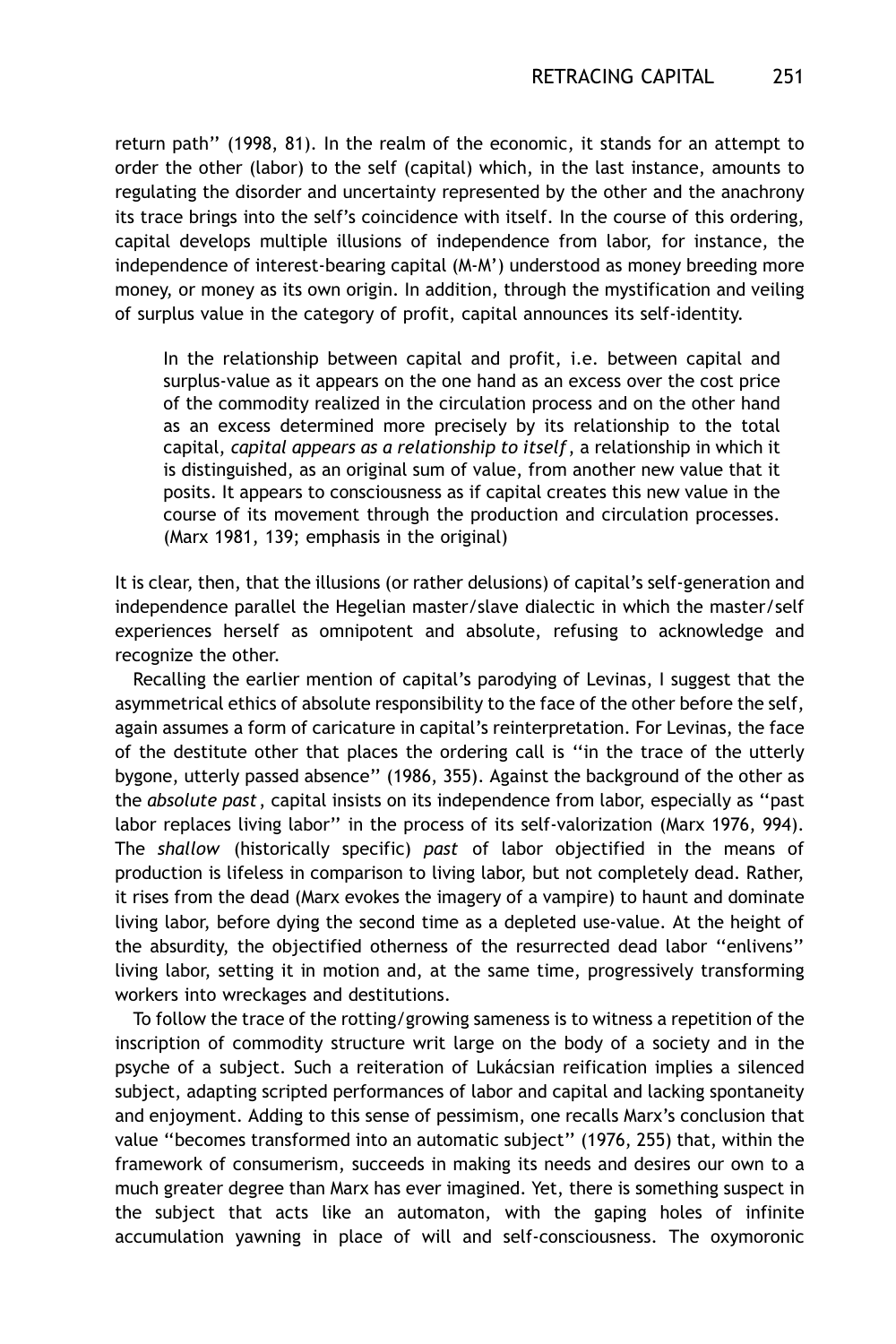return path'' (1998, 81). In the realm of the economic, it stands for an attempt to order the other (labor) to the self (capital) which, in the last instance, amounts to regulating the disorder and uncertainty represented by the other and the anachrony its trace brings into the self's coincidence with itself. In the course of this ordering, capital develops multiple illusions of independence from labor, for instance, the independence of interest-bearing capital (M-M') understood as money breeding more money, or money as its own origin. In addition, through the mystification and veiling of surplus value in the category of profit, capital announces its self-identity.

> In the relationship between capital and profit, i.e. between capital and surplus-value as it appears on the one hand as an excess over the cost price of the commodity realized in the circulation process and on the other hand as an excess determined more precisely by its relationship to the total capital, *capital appears as a relationship to itself*, a relationship in which it is distinguished, as an original sum of value, from another new value that it posits. It appears to consciousness as if capital creates this new value in the course of its movement through the production and circulation processes. (Marx 1981, 139; emphasis in the original)

It is clear, then, that the illusions (or rather delusions) of capital's self-generation and independence parallel the Hegelian master/slave dialectic in which the master/self experiences herself as omnipotent and absolute, refusing to acknowledge and recognize the other.

Recalling the earlier mention of capital's parodying of Levinas, I suggest that the asymmetrical ethics of absolute responsibility to the face of the other before the self, again assumes a form of caricature in capital's reinterpretation. For Levinas, the face of the destitute other that places the ordering call is ''in the trace of the utterly bygone, utterly passed absence'' (1986, 355). Against the background of the other as the *absolute past*, capital insists on its independence from labor, especially as ''past labor replaces living labor'' in the process of its self-valorization (Marx 1976, 994). The *shallow* (historically specific) *past* of labor objectified in the means of production is lifeless in comparison to living labor, but not completely dead. Rather, it rises from the dead (Marx evokes the imagery of a vampire) to haunt and dominate living labor, before dying the second time as a depleted use-value. At the height of the absurdity, the objectified otherness of the resurrected dead labor ''enlivens'' living labor, setting it in motion and, at the same time, progressively transforming workers into wreckages and destitutions.

To follow the trace of the rotting/growing sameness is to witness a repetition of the inscription of commodity structure writ large on the body of a society and in the psyche of a subject. Such a reiteration of Lukácsian reification implies a silenced subject, adapting scripted performances of labor and capital and lacking spontaneity and enjoyment. Adding to this sense of pessimism, one recalls Marx's conclusion that value ''becomes transformed into an automatic subject'' (1976, 255) that, within the framework of consumerism, succeeds in making its needs and desires our own to a much greater degree than Marx has ever imagined. Yet, there is something suspect in the subject that acts like an automaton, with the gaping holes of infinite accumulation yawning in place of will and self-consciousness. The oxymoronic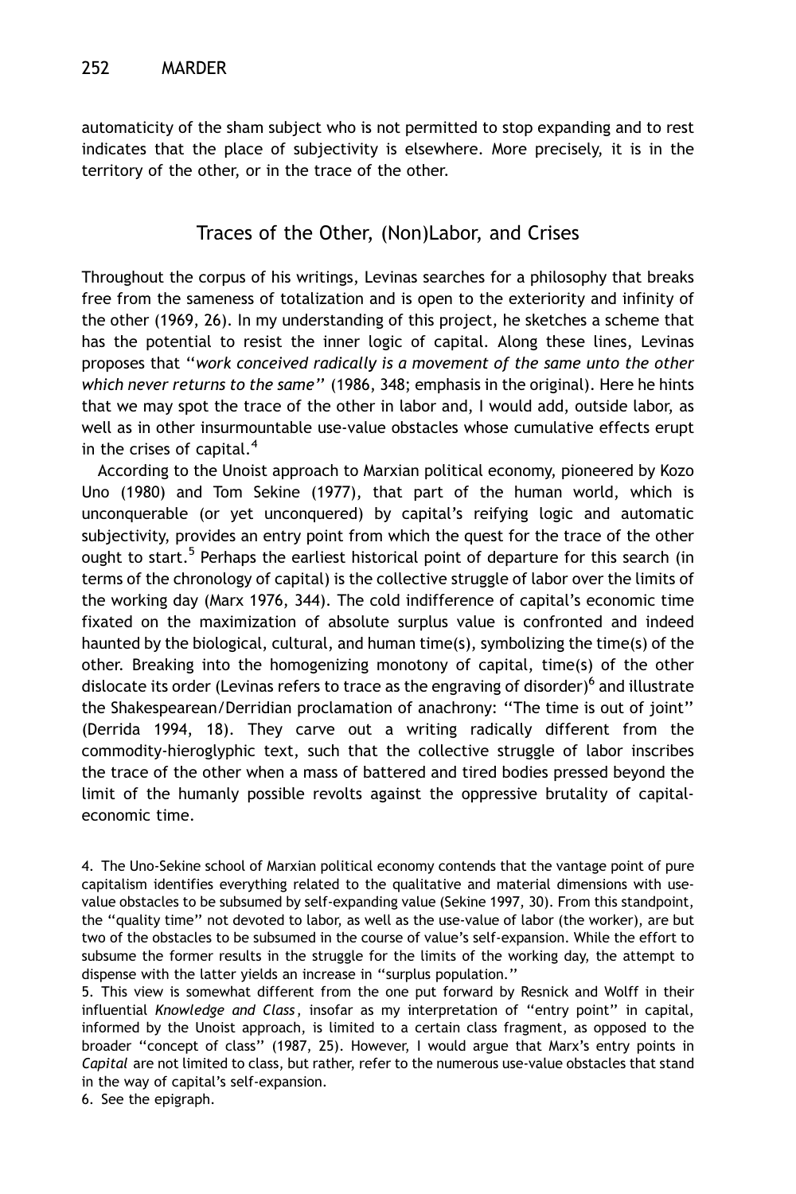automaticity of the sham subject who is not permitted to stop expanding and to rest indicates that the place of subjectivity is elsewhere. More precisely, it is in the territory of the other, or in the trace of the other.

## Traces of the Other, (Non)Labor, and Crises

Throughout the corpus of his writings, Levinas searches for a philosophy that breaks free from the sameness of totalization and is open to the exteriority and infinity of the other (1969, 26). In my understanding of this project, he sketches a scheme that has the potential to resist the inner logic of capital. Along these lines, Levinas proposes that "*work conceived radically is a movement of the same unto the other which never returns to the same*" (1986, 348; emphasis in the original). Here he hints that we may spot the trace of the other in labor and, I would add, outside labor, as well as in other insurmountable use-value obstacles whose cumulative effects erupt in the crises of capital.[4]

According to the Unoist approach to Marxian political economy, pioneered by Kozo Uno (1980) and Tom Sekine (1977), that part of the human world, which is unconquerable (or yet unconquered) by capital's reifying logic and automatic subjectivity, provides an entry point from which the quest for the trace of the other ought to start.[5] Perhaps the earliest historical point of departure for this search (in terms of the chronology of capital) is the collective struggle of labor over the limits of the working day (Marx 1976, 344). The cold indifference of capital's economic time fixated on the maximization of absolute surplus value is confronted and indeed haunted by the biological, cultural, and human time(s), symbolizing the time(s) of the other. Breaking into the homogenizing monotony of capital, time(s) of the other dislocate its order (Levinas refers to trace as the engraving of disorder)[6] and illustrate the Shakespearean/Derridian proclamation of anachrony: "The time is out of joint" (Derrida 1994, 18). They carve out a writing radically different from the commodity-hieroglyphic text, such that the collective struggle of labor inscribes the trace of the other when a mass of battered and tired bodies pressed beyond the limit of the humanly possible revolts against the oppressive brutality of capital-economic time.

4. The Uno-Sekine school of Marxian political economy contends that the vantage point of pure capitalism identifies everything related to the qualitative and material dimensions with use-value obstacles to be subsumed by self-expanding value (Sekine 1997, 30). From this standpoint, the "quality time" not devoted to labor, as well as the use-value of labor (the worker), are but two of the obstacles to be subsumed in the course of value's self-expansion. While the effort to subsume the former results in the struggle for the limits of the working day, the attempt to dispense with the latter yields an increase in "surplus population."

5. This view is somewhat different from the one put forward by Resnick and Wolff in their influential *Knowledge and Class*, insofar as my interpretation of "entry point" in capital, informed by the Unoist approach, is limited to a certain class fragment, as opposed to the broader "concept of class" (1987, 25). However, I would argue that Marx's entry points in *Capital* are not limited to class, but rather, refer to the numerous use-value obstacles that stand in the way of capital's self-expansion.

6. See the epigraph.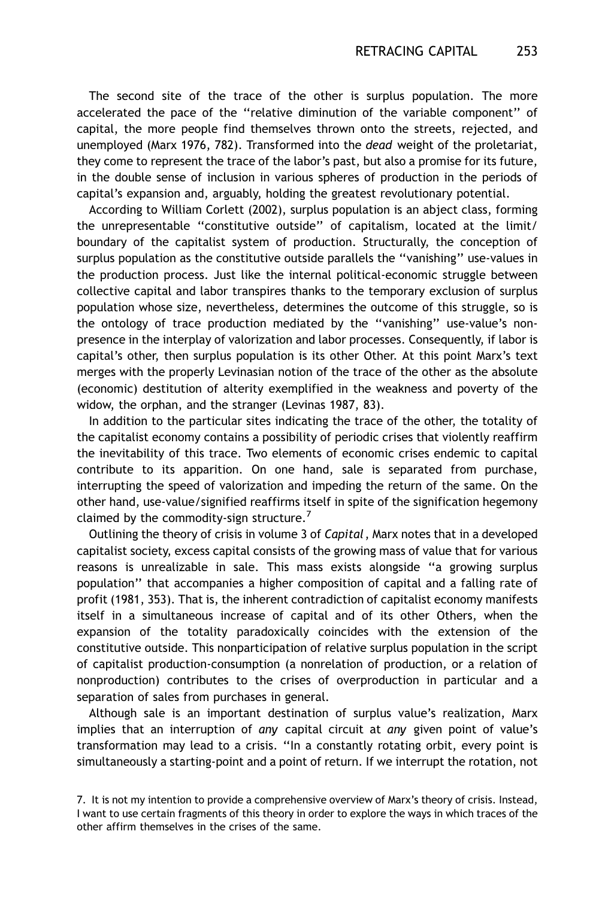The second site of the trace of the other is surplus population. The more accelerated the pace of the ''relative diminution of the variable component'' of capital, the more people find themselves thrown onto the streets, rejected, and unemployed (Marx 1976, 782). Transformed into the *dead* weight of the proletariat, they come to represent the trace of the labor's past, but also a promise for its future, in the double sense of inclusion in various spheres of production in the periods of capital's expansion and, arguably, holding the greatest revolutionary potential.

According to William Corlett (2002), surplus population is an abject class, forming the unrepresentable ''constitutive outside'' of capitalism, located at the limit/boundary of the capitalist system of production. Structurally, the conception of surplus population as the constitutive outside parallels the ''vanishing'' use-values in the production process. Just like the internal political-economic struggle between collective capital and labor transpires thanks to the temporary exclusion of surplus population whose size, nevertheless, determines the outcome of this struggle, so is the ontology of trace production mediated by the ''vanishing'' use-value's non-presence in the interplay of valorization and labor processes. Consequently, if labor is capital's other, then surplus population is its other Other. At this point Marx's text merges with the properly Levinasian notion of the trace of the other as the absolute (economic) destitution of alterity exemplified in the weakness and poverty of the widow, the orphan, and the stranger (Levinas 1987, 83).

In addition to the particular sites indicating the trace of the other, the totality of the capitalist economy contains a possibility of periodic crises that violently reaffirm the inevitability of this trace. Two elements of economic crises endemic to capital contribute to its apparition. On one hand, sale is separated from purchase, interrupting the speed of valorization and impeding the return of the same. On the other hand, use-value/signified reaffirms itself in spite of the signification hegemony claimed by the commodity-sign structure.[7]

Outlining the theory of crisis in volume 3 of *Capital*, Marx notes that in a developed capitalist society, excess capital consists of the growing mass of value that for various reasons is unrealizable in sale. This mass exists alongside ''a growing surplus population'' that accompanies a higher composition of capital and a falling rate of profit (1981, 353). That is, the inherent contradiction of capitalist economy manifests itself in a simultaneous increase of capital and of its other Others, when the expansion of the totality paradoxically coincides with the extension of the constitutive outside. This nonparticipation of relative surplus population in the script of capitalist production-consumption (a nonrelation of production, or a relation of nonproduction) contributes to the crises of overproduction in particular and a separation of sales from purchases in general.

Although sale is an important destination of surplus value's realization, Marx implies that an interruption of *any* capital circuit at *any* given point of value's transformation may lead to a crisis. ''In a constantly rotating orbit, every point is simultaneously a starting-point and a point of return. If we interrupt the rotation, not

7. It is not my intention to provide a comprehensive overview of Marx's theory of crisis. Instead, I want to use certain fragments of this theory in order to explore the ways in which traces of the other affirm themselves in the crises of the same.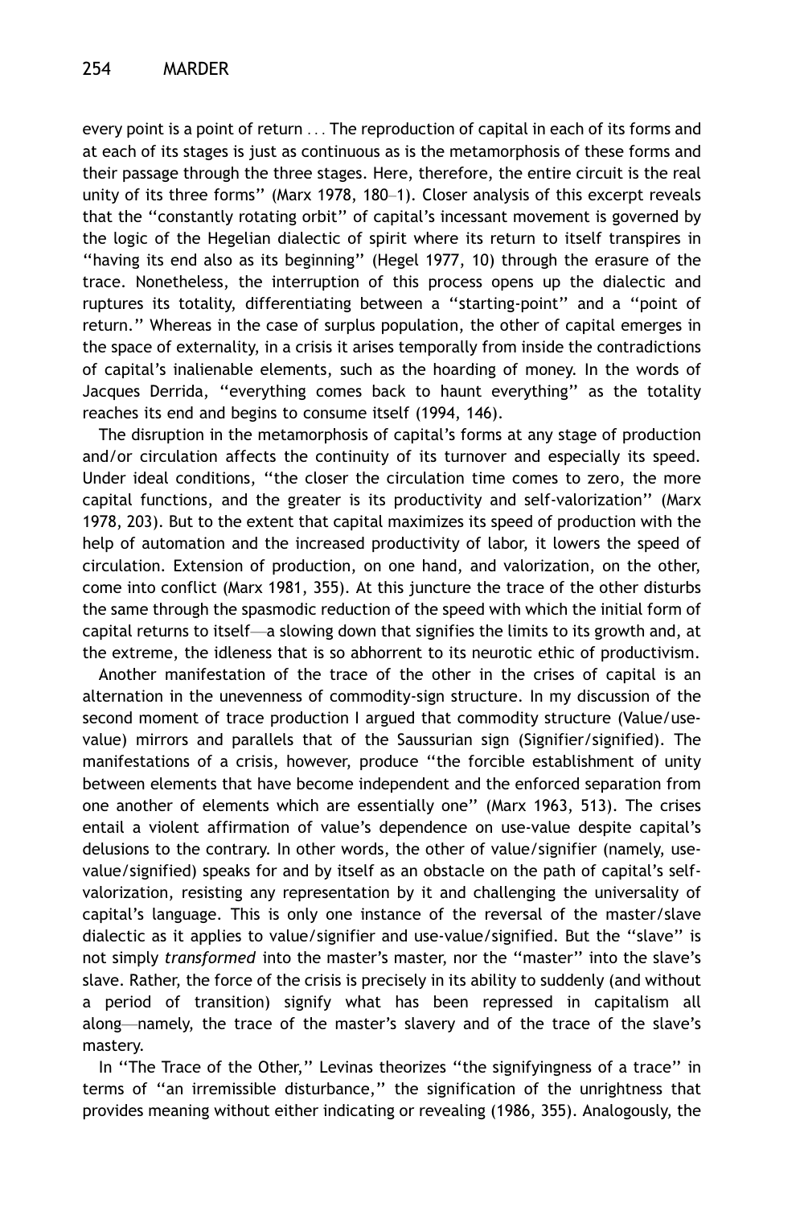every point is a point of return . . . The reproduction of capital in each of its forms and at each of its stages is just as continuous as is the metamorphosis of these forms and their passage through the three stages. Here, therefore, the entire circuit is the real unity of its three forms'' (Marx 1978, 180–1). Closer analysis of this excerpt reveals that the ''constantly rotating orbit'' of capital's incessant movement is governed by the logic of the Hegelian dialectic of spirit where its return to itself transpires in ''having its end also as its beginning'' (Hegel 1977, 10) through the erasure of the trace. Nonetheless, the interruption of this process opens up the dialectic and ruptures its totality, differentiating between a ''starting-point'' and a ''point of return.'' Whereas in the case of surplus population, the other of capital emerges in the space of externality, in a crisis it arises temporally from inside the contradictions of capital's inalienable elements, such as the hoarding of money. In the words of Jacques Derrida, ''everything comes back to haunt everything'' as the totality reaches its end and begins to consume itself (1994, 146).

The disruption in the metamorphosis of capital's forms at any stage of production and/or circulation affects the continuity of its turnover and especially its speed. Under ideal conditions, ''the closer the circulation time comes to zero, the more capital functions, and the greater is its productivity and self-valorization'' (Marx 1978, 203). But to the extent that capital maximizes its speed of production with the help of automation and the increased productivity of labor, it lowers the speed of circulation. Extension of production, on one hand, and valorization, on the other, come into conflict (Marx 1981, 355). At this juncture the trace of the other disturbs the same through the spasmodic reduction of the speed with which the initial form of capital returns to itself—a slowing down that signifies the limits to its growth and, at the extreme, the idleness that is so abhorrent to its neurotic ethic of productivism.

Another manifestation of the trace of the other in the crises of capital is an alternation in the unevenness of commodity-sign structure. In my discussion of the second moment of trace production I argued that commodity structure (Value/use-value) mirrors and parallels that of the Saussurian sign (Signifier/signified). The manifestations of a crisis, however, produce ''the forcible establishment of unity between elements that have become independent and the enforced separation from one another of elements which are essentially one'' (Marx 1963, 513). The crises entail a violent affirmation of value's dependence on use-value despite capital's delusions to the contrary. In other words, the other of value/signifier (namely, use-value/signified) speaks for and by itself as an obstacle on the path of capital's self-valorization, resisting any representation by it and challenging the universality of capital's language. This is only one instance of the reversal of the master/slave dialectic as it applies to value/signifier and use-value/signified. But the ''slave'' is not simply *transformed* into the master's master, nor the ''master'' into the slave's slave. Rather, the force of the crisis is precisely in its ability to suddenly (and without a period of transition) signify what has been repressed in capitalism all along—namely, the trace of the master's slavery and of the trace of the slave's mastery.

In ''The Trace of the Other,'' Levinas theorizes ''the signifyingness of a trace'' in terms of ''an irremissible disturbance,'' the signification of the unrightness that provides meaning without either indicating or revealing (1986, 355). Analogously, the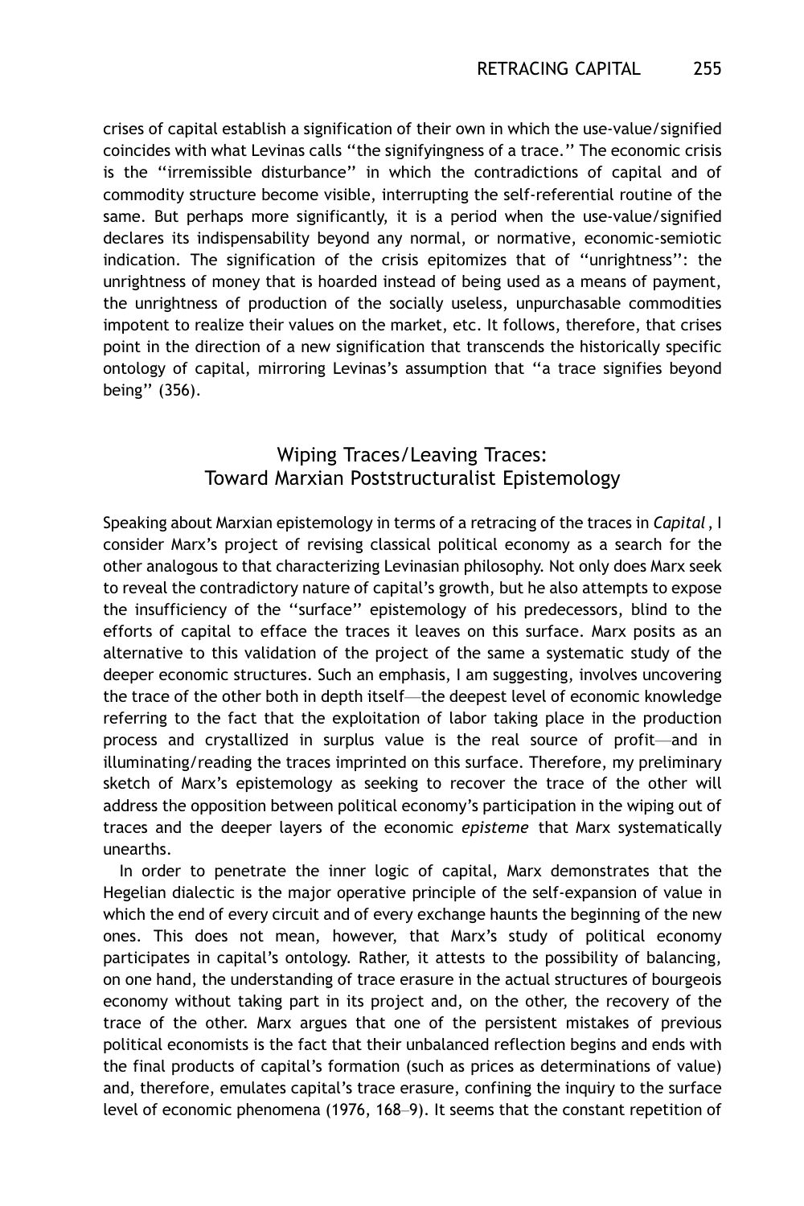crises of capital establish a signification of their own in which the use-value/signified coincides with what Levinas calls "the signifyingness of a trace." The economic crisis is the "irremissible disturbance" in which the contradictions of capital and of commodity structure become visible, interrupting the self-referential routine of the same. But perhaps more significantly, it is a period when the use-value/signified declares its indispensability beyond any normal, or normative, economic-semiotic indication. The signification of the crisis epitomizes that of "unrightness": the unrightness of money that is hoarded instead of being used as a means of payment, the unrightness of production of the socially useless, unpurchasable commodities impotent to realize their values on the market, etc. It follows, therefore, that crises point in the direction of a new signification that transcends the historically specific ontology of capital, mirroring Levinas's assumption that "a trace signifies beyond being" (356).

## Wiping Traces/Leaving Traces: Toward Marxian Poststructuralist Epistemology

Speaking about Marxian epistemology in terms of a retracing of the traces in *Capital*, I consider Marx's project of revising classical political economy as a search for the other analogous to that characterizing Levinasian philosophy. Not only does Marx seek to reveal the contradictory nature of capital's growth, but he also attempts to expose the insufficiency of the "surface" epistemology of his predecessors, blind to the efforts of capital to efface the traces it leaves on this surface. Marx posits as an alternative to this validation of the project of the same a systematic study of the deeper economic structures. Such an emphasis, I am suggesting, involves uncovering the trace of the other both in depth itself—the deepest level of economic knowledge referring to the fact that the exploitation of labor taking place in the production process and crystallized in surplus value is the real source of profit—and in illuminating/reading the traces imprinted on this surface. Therefore, my preliminary sketch of Marx's epistemology as seeking to recover the trace of the other will address the opposition between political economy's participation in the wiping out of traces and the deeper layers of the economic *episteme* that Marx systematically unearths.

In order to penetrate the inner logic of capital, Marx demonstrates that the Hegelian dialectic is the major operative principle of the self-expansion of value in which the end of every circuit and of every exchange haunts the beginning of the new ones. This does not mean, however, that Marx's study of political economy participates in capital's ontology. Rather, it attests to the possibility of balancing, on one hand, the understanding of trace erasure in the actual structures of bourgeois economy without taking part in its project and, on the other, the recovery of the trace of the other. Marx argues that one of the persistent mistakes of previous political economists is the fact that their unbalanced reflection begins and ends with the final products of capital's formation (such as prices as determinations of value) and, therefore, emulates capital's trace erasure, confining the inquiry to the surface level of economic phenomena (1976, 168–9). It seems that the constant repetition of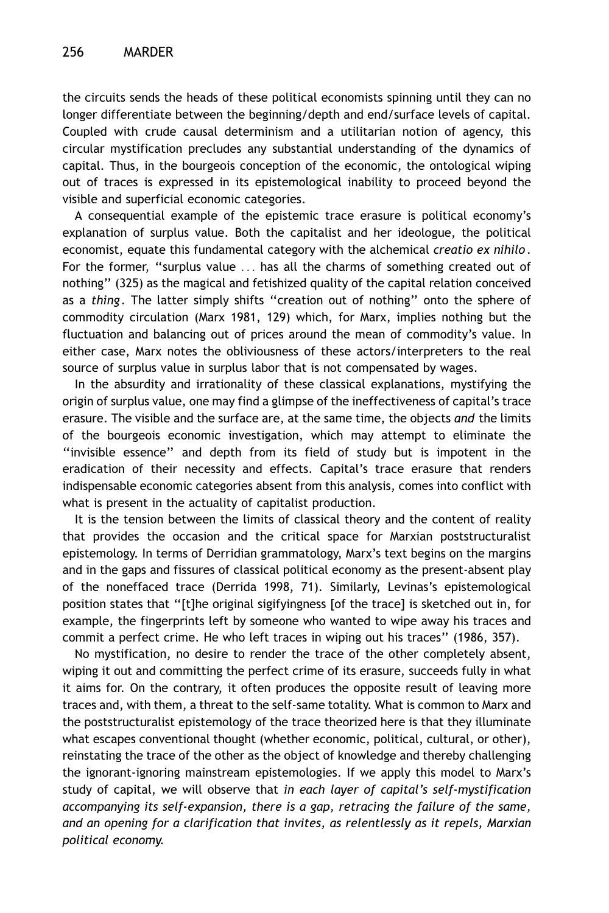the circuits sends the heads of these political economists spinning until they can no longer differentiate between the beginning/depth and end/surface levels of capital. Coupled with crude causal determinism and a utilitarian notion of agency, this circular mystification precludes any substantial understanding of the dynamics of capital. Thus, in the bourgeois conception of the economic, the ontological wiping out of traces is expressed in its epistemological inability to proceed beyond the visible and superficial economic categories.

A consequential example of the epistemic trace erasure is political economy's explanation of surplus value. Both the capitalist and her ideologue, the political economist, equate this fundamental category with the alchemical *creatio ex nihilo*. For the former, "surplus value ... has all the charms of something created out of nothing" (325) as the magical and fetishized quality of the capital relation conceived as a *thing*. The latter simply shifts "creation out of nothing" onto the sphere of commodity circulation (Marx 1981, 129) which, for Marx, implies nothing but the fluctuation and balancing out of prices around the mean of commodity's value. In either case, Marx notes the obliviousness of these actors/interpreters to the real source of surplus value in surplus labor that is not compensated by wages.

In the absurdity and irrationality of these classical explanations, mystifying the origin of surplus value, one may find a glimpse of the ineffectiveness of capital's trace erasure. The visible and the surface are, at the same time, the objects *and* the limits of the bourgeois economic investigation, which may attempt to eliminate the "invisible essence" and depth from its field of study but is impotent in the eradication of their necessity and effects. Capital's trace erasure that renders indispensable economic categories absent from this analysis, comes into conflict with what is present in the actuality of capitalist production.

It is the tension between the limits of classical theory and the content of reality that provides the occasion and the critical space for Marxian poststructuralist epistemology. In terms of Derridian grammatology, Marx's text begins on the margins and in the gaps and fissures of classical political economy as the present-absent play of the noneffaced trace (Derrida 1998, 71). Similarly, Levinas's epistemological position states that "[t]he original sigifyingness [of the trace] is sketched out in, for example, the fingerprints left by someone who wanted to wipe away his traces and commit a perfect crime. He who left traces in wiping out his traces" (1986, 357).

No mystification, no desire to render the trace of the other completely absent, wiping it out and committing the perfect crime of its erasure, succeeds fully in what it aims for. On the contrary, it often produces the opposite result of leaving more traces and, with them, a threat to the self-same totality. What is common to Marx and the poststructuralist epistemology of the trace theorized here is that they illuminate what escapes conventional thought (whether economic, political, cultural, or other), reinstating the trace of the other as the object of knowledge and thereby challenging the ignorant-ignoring mainstream epistemologies. If we apply this model to Marx's study of capital, we will observe that *in each layer of capital's self-mystification accompanying its self-expansion, there is a gap, retracing the failure of the same, and an opening for a clarification that invites, as relentlessly as it repels, Marxian political economy.*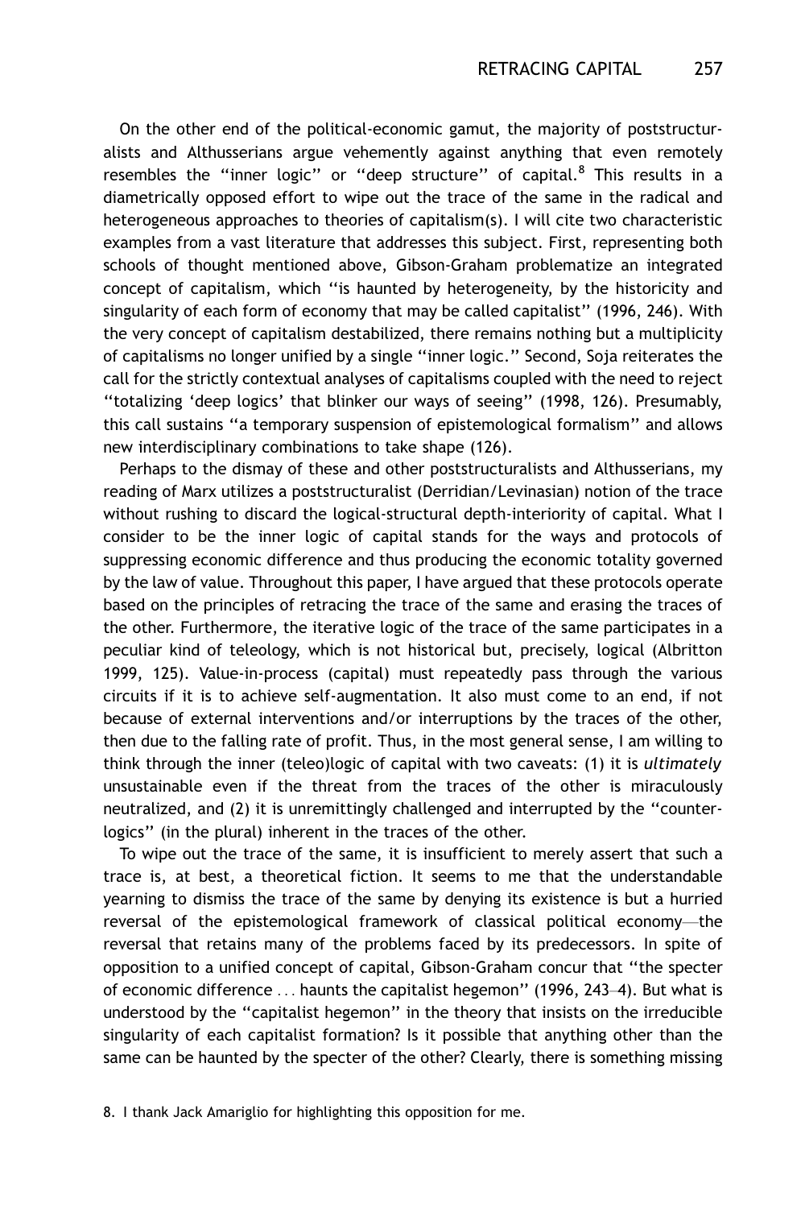On the other end of the political-economic gamut, the majority of poststructuralists and Althusserians argue vehemently against anything that even remotely resembles the "inner logic" or "deep structure" of capital.[8] This results in a diametrically opposed effort to wipe out the trace of the same in the radical and heterogeneous approaches to theories of capitalism(s). I will cite two characteristic examples from a vast literature that addresses this subject. First, representing both schools of thought mentioned above, Gibson-Graham problematize an integrated concept of capitalism, which "is haunted by heterogeneity, by the historicity and singularity of each form of economy that may be called capitalist" (1996, 246). With the very concept of capitalism destabilized, there remains nothing but a multiplicity of capitalisms no longer unified by a single "inner logic." Second, Soja reiterates the call for the strictly contextual analyses of capitalisms coupled with the need to reject "totalizing 'deep logics' that blinker our ways of seeing" (1998, 126). Presumably, this call sustains "a temporary suspension of epistemological formalism" and allows new interdisciplinary combinations to take shape (126).

Perhaps to the dismay of these and other poststructuralists and Althusserians, my reading of Marx utilizes a poststructuralist (Derridian/Levinasian) notion of the trace without rushing to discard the logical-structural depth-interiority of capital. What I consider to be the inner logic of capital stands for the ways and protocols of suppressing economic difference and thus producing the economic totality governed by the law of value. Throughout this paper, I have argued that these protocols operate based on the principles of retracing the trace of the same and erasing the traces of the other. Furthermore, the iterative logic of the trace of the same participates in a peculiar kind of teleology, which is not historical but, precisely, logical (Albritton 1999, 125). Value-in-process (capital) must repeatedly pass through the various circuits if it is to achieve self-augmentation. It also must come to an end, if not because of external interventions and/or interruptions by the traces of the other, then due to the falling rate of profit. Thus, in the most general sense, I am willing to think through the inner (teleo)logic of capital with two caveats: (1) it is *ultimately* unsustainable even if the threat from the traces of the other is miraculously neutralized, and (2) it is unremittingly challenged and interrupted by the "counter-logics" (in the plural) inherent in the traces of the other.

To wipe out the trace of the same, it is insufficient to merely assert that such a trace is, at best, a theoretical fiction. It seems to me that the understandable yearning to dismiss the trace of the same by denying its existence is but a hurried reversal of the epistemological framework of classical political economy—the reversal that retains many of the problems faced by its predecessors. In spite of opposition to a unified concept of capital, Gibson-Graham concur that "the specter of economic difference ... haunts the capitalist hegemon" (1996, 243–4). But what is understood by the "capitalist hegemon" in the theory that insists on the irreducible singularity of each capitalist formation? Is it possible that anything other than the same can be haunted by the specter of the other? Clearly, there is something missing

8. I thank Jack Amariglio for highlighting this opposition for me.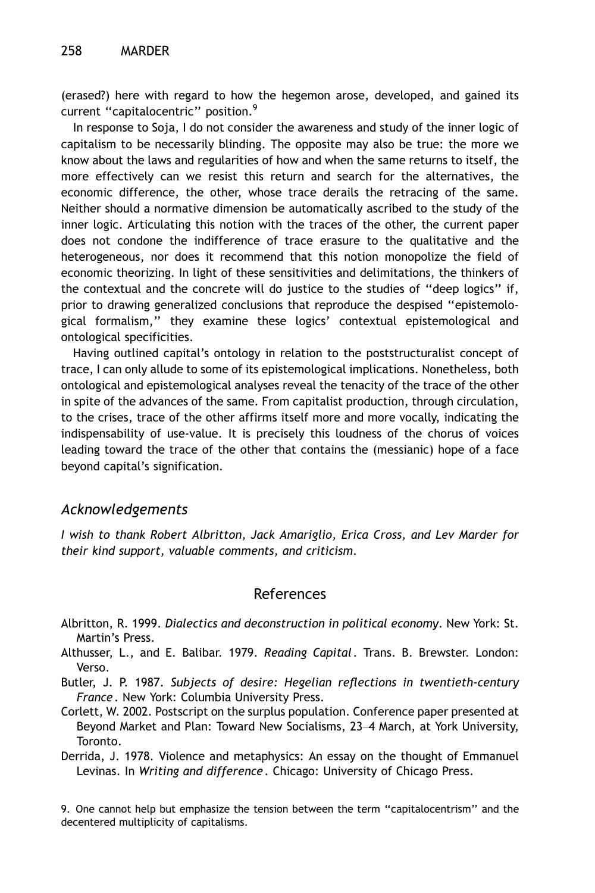(erased?) here with regard to how the hegemon arose, developed, and gained its current "capitalocentric" position.[9]

In response to Soja, I do not consider the awareness and study of the inner logic of capitalism to be necessarily blinding. The opposite may also be true: the more we know about the laws and regularities of how and when the same returns to itself, the more effectively can we resist this return and search for the alternatives, the economic difference, the other, whose trace derails the retracing of the same. Neither should a normative dimension be automatically ascribed to the study of the inner logic. Articulating this notion with the traces of the other, the current paper does not condone the indifference of trace erasure to the qualitative and the heterogeneous, nor does it recommend that this notion monopolize the field of economic theorizing. In light of these sensitivities and delimitations, the thinkers of the contextual and the concrete will do justice to the studies of "deep logics" if, prior to drawing generalized conclusions that reproduce the despised "epistemological formalism," they examine these logics' contextual epistemological and ontological specificities.

Having outlined capital's ontology in relation to the poststructuralist concept of trace, I can only allude to some of its epistemological implications. Nonetheless, both ontological and epistemological analyses reveal the tenacity of the trace of the other in spite of the advances of the same. From capitalist production, through circulation, to the crises, trace of the other affirms itself more and more vocally, indicating the indispensability of use-value. It is precisely this loudness of the chorus of voices leading toward the trace of the other that contains the (messianic) hope of a face beyond capital's signification.

## Acknowledgements

*I wish to thank Robert Albritton, Jack Amariglio, Erica Cross, and Lev Marder for their kind support, valuable comments, and criticism.*

## References

Albritton, R. 1999. *Dialectics and deconstruction in political economy*. New York: St. Martin's Press.

Althusser, L., and E. Balibar. 1979. *Reading Capital*. Trans. B. Brewster. London: Verso.

Butler, J. P. 1987. *Subjects of desire: Hegelian reflections in twentieth-century France*. New York: Columbia University Press.

Corlett, W. 2002. Postscript on the surplus population. Conference paper presented at Beyond Market and Plan: Toward New Socialisms, 23–4 March, at York University, Toronto.

Derrida, J. 1978. Violence and metaphysics: An essay on the thought of Emmanuel Levinas. In *Writing and difference*. Chicago: University of Chicago Press.

9. One cannot help but emphasize the tension between the term "capitalocentrism" and the decentered multiplicity of capitalisms.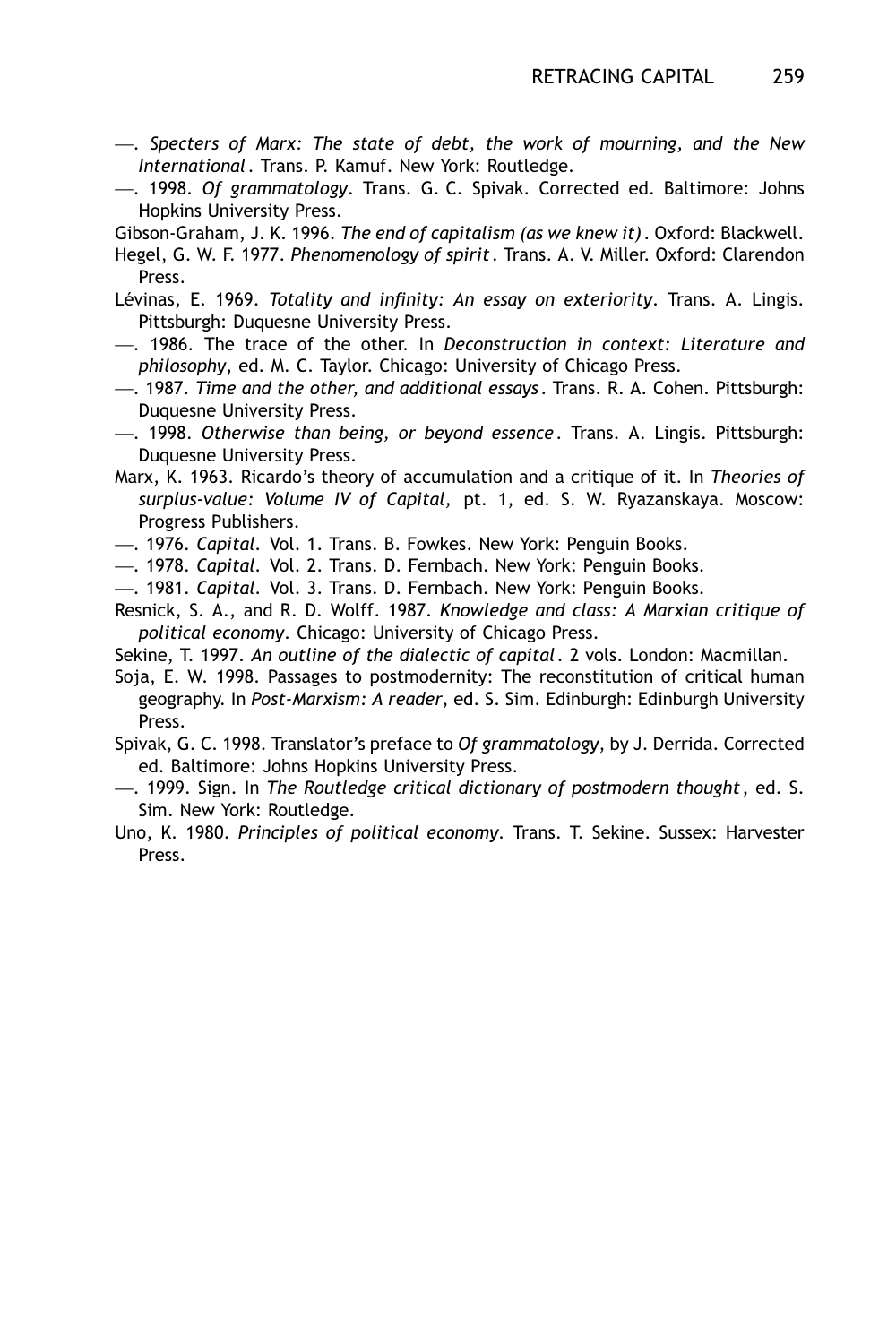—. *Specters of Marx: The state of debt, the work of mourning, and the New International*. Trans. P. Kamuf. New York: Routledge.

—. 1998. *Of grammatology*. Trans. G. C. Spivak. Corrected ed. Baltimore: Johns Hopkins University Press.

Gibson-Graham, J. K. 1996. *The end of capitalism (as we knew it)*. Oxford: Blackwell.

Hegel, G. W. F. 1977. *Phenomenology of spirit*. Trans. A. V. Miller. Oxford: Clarendon Press.

Lévinas, E. 1969. *Totality and infinity: An essay on exteriority*. Trans. A. Lingis. Pittsburgh: Duquesne University Press.

—. 1986. The trace of the other. In *Deconstruction in context: Literature and philosophy*, ed. M. C. Taylor. Chicago: University of Chicago Press.

—. 1987. *Time and the other, and additional essays*. Trans. R. A. Cohen. Pittsburgh: Duquesne University Press.

—. 1998. *Otherwise than being, or beyond essence*. Trans. A. Lingis. Pittsburgh: Duquesne University Press.

Marx, K. 1963. Ricardo's theory of accumulation and a critique of it. In *Theories of surplus-value: Volume IV of Capital,* pt. 1, ed. S. W. Ryazanskaya. Moscow: Progress Publishers.

—. 1976. *Capital*. Vol. 1. Trans. B. Fowkes. New York: Penguin Books.

—. 1978. *Capital*. Vol. 2. Trans. D. Fernbach. New York: Penguin Books.

—. 1981. *Capital*. Vol. 3. Trans. D. Fernbach. New York: Penguin Books.

Resnick, S. A., and R. D. Wolff. 1987. *Knowledge and class: A Marxian critique of political economy*. Chicago: University of Chicago Press.

Sekine, T. 1997. *An outline of the dialectic of capital*. 2 vols. London: Macmillan.

Soja, E. W. 1998. Passages to postmodernity: The reconstitution of critical human geography. In *Post-Marxism: A reader*, ed. S. Sim. Edinburgh: Edinburgh University Press.

Spivak, G. C. 1998. Translator's preface to *Of grammatology*, by J. Derrida. Corrected ed. Baltimore: Johns Hopkins University Press.

—. 1999. Sign. In *The Routledge critical dictionary of postmodern thought*, ed. S. Sim. New York: Routledge.

Uno, K. 1980. *Principles of political economy*. Trans. T. Sekine. Sussex: Harvester Press.